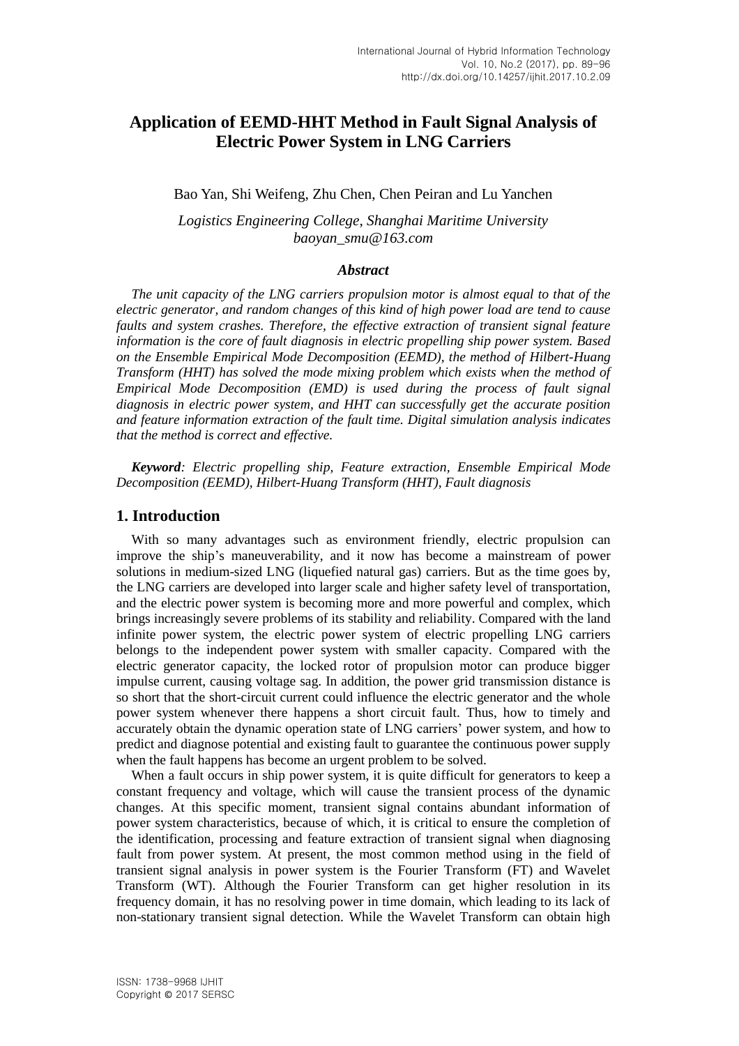# Application of EEMD-HHT Method in Fault Signal Analysis of Electric Power System in LNG Carriers

Bao Yan, Shi Weifeng, Zhu Chen, Chen Peiran and Lu Yanchen

*Logistics Engineering College, Shanghai Maritime University*
*baoyan_smu@163.com*

### *Abstract*

*The unit capacity of the LNG carriers propulsion motor is almost equal to that of the electric generator, and random changes of this kind of high power load are tend to cause faults and system crashes. Therefore, the effective extraction of transient signal feature information is the core of fault diagnosis in electric propelling ship power system. Based on the Ensemble Empirical Mode Decomposition (EEMD), the method of Hilbert-Huang Transform (HHT) has solved the mode mixing problem which exists when the method of Empirical Mode Decomposition (EMD) is used during the process of fault signal diagnosis in electric power system, and HHT can successfully get the accurate position and feature information extraction of the fault time. Digital simulation analysis indicates that the method is correct and effective.*

***Keyword**: Electric propelling ship, Feature extraction, Ensemble Empirical Mode Decomposition (EEMD), Hilbert-Huang Transform (HHT), Fault diagnosis*

## 1. Introduction

With so many advantages such as environment friendly, electric propulsion can improve the ship's maneuverability, and it now has become a mainstream of power solutions in medium-sized LNG (liquefied natural gas) carriers. But as the time goes by, the LNG carriers are developed into larger scale and higher safety level of transportation, and the electric power system is becoming more and more powerful and complex, which brings increasingly severe problems of its stability and reliability. Compared with the land infinite power system, the electric power system of electric propelling LNG carriers belongs to the independent power system with smaller capacity. Compared with the electric generator capacity, the locked rotor of propulsion motor can produce bigger impulse current, causing voltage sag. In addition, the power grid transmission distance is so short that the short-circuit current could influence the electric generator and the whole power system whenever there happens a short circuit fault. Thus, how to timely and accurately obtain the dynamic operation state of LNG carriers' power system, and how to predict and diagnose potential and existing fault to guarantee the continuous power supply when the fault happens has become an urgent problem to be solved.

When a fault occurs in ship power system, it is quite difficult for generators to keep a constant frequency and voltage, which will cause the transient process of the dynamic changes. At this specific moment, transient signal contains abundant information of power system characteristics, because of which, it is critical to ensure the completion of the identification, processing and feature extraction of transient signal when diagnosing fault from power system. At present, the most common method using in the field of transient signal analysis in power system is the Fourier Transform (FT) and Wavelet Transform (WT). Although the Fourier Transform can get higher resolution in its frequency domain, it has no resolving power in time domain, which leading to its lack of non-stationary transient signal detection. While the Wavelet Transform can obtain high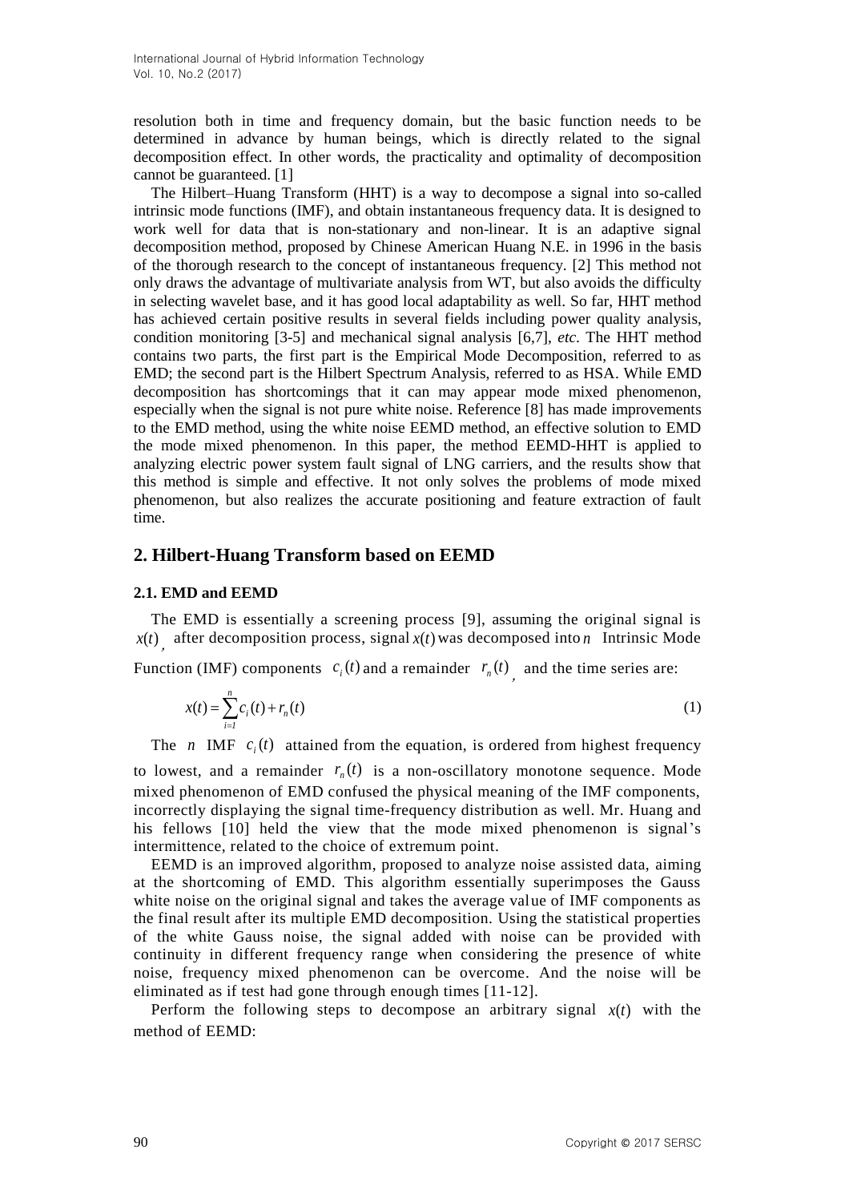resolution both in time and frequency domain, but the basic function needs to be determined in advance by human beings, which is directly related to the signal decomposition effect. In other words, the practicality and optimality of decomposition cannot be guaranteed. [1]

The Hilbert–Huang Transform (HHT) is a way to decompose a signal into so-called intrinsic mode functions (IMF), and obtain instantaneous frequency data. It is designed to work well for data that is non-stationary and non-linear. It is an adaptive signal decomposition method, proposed by Chinese American Huang N.E. in 1996 in the basis of the thorough research to the concept of instantaneous frequency. [2] This method not only draws the advantage of multivariate analysis from WT, but also avoids the difficulty in selecting wavelet base, and it has good local adaptability as well. So far, HHT method has achieved certain positive results in several fields including power quality analysis, condition monitoring [3-5] and mechanical signal analysis [6,7], *etc.* The HHT method contains two parts, the first part is the Empirical Mode Decomposition, referred to as EMD; the second part is the Hilbert Spectrum Analysis, referred to as HSA. While EMD decomposition has shortcomings that it can may appear mode mixed phenomenon, especially when the signal is not pure white noise. Reference [8] has made improvements to the EMD method, using the white noise EEMD method, an effective solution to EMD the mode mixed phenomenon. In this paper, the method EEMD-HHT is applied to analyzing electric power system fault signal of LNG carriers, and the results show that this method is simple and effective. It not only solves the problems of mode mixed phenomenon, but also realizes the accurate positioning and feature extraction of fault time.

## 2. Hilbert-Huang Transform based on EEMD

### 2.1. EMD and EEMD

The EMD is essentially a screening process [9], assuming the original signal is $x(t)$, after decomposition process, signal $x(t)$ was decomposed into $n$ Intrinsic Mode Function (IMF) components $c_i(t)$ and a remainder $r_n(t)$, and the time series are:

$$x(t) = \sum_{i=1}^{n} c_i(t) + r_n(t) \tag{1}$$

The $n$ IMF $c_i(t)$ attained from the equation, is ordered from highest frequency to lowest, and a remainder $r_n(t)$ is a non-oscillatory monotone sequence. Mode mixed phenomenon of EMD confused the physical meaning of the IMF components, incorrectly displaying the signal time-frequency distribution as well. Mr. Huang and his fellows [10] held the view that the mode mixed phenomenon is signal's intermittence, related to the choice of extremum point.

EEMD is an improved algorithm, proposed to analyze noise assisted data, aiming at the shortcoming of EMD. This algorithm essentially superimposes the Gauss white noise on the original signal and takes the average value of IMF components as the final result after its multiple EMD decomposition. Using the statistical properties of the white Gauss noise, the signal added with noise can be provided with continuity in different frequency range when considering the presence of white noise, frequency mixed phenomenon can be overcome. And the noise will be eliminated as if test had gone through enough times [11-12].

Perform the following steps to decompose an arbitrary signal $x(t)$ with the method of EEMD: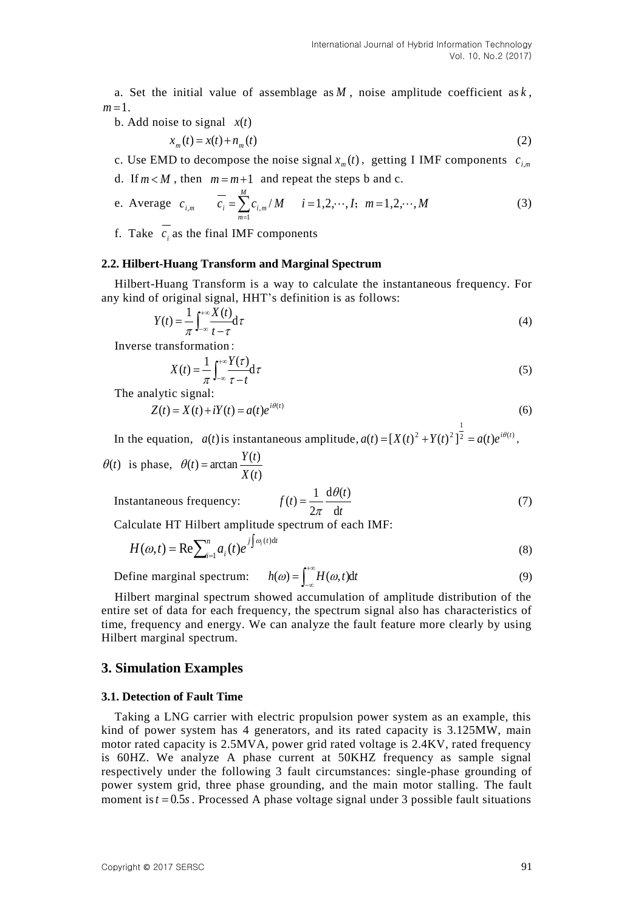a. Set the initial value of assemblage as $M$, noise amplitude coefficient as $k$, $m=1$.

b. Add noise to signal $x(t)$

$$x_m(t) = x(t) + n_m(t) \tag{2}$$

c. Use EMD to decompose the noise signal $x_m(t)$, getting I IMF components $c_{i,m}$

d. If $m < M$, then $m = m+1$ and repeat the steps b and c.

e. Average $c_{i,m}$ $\quad \overline{c_i} = \sum_{m=1}^{M} c_{i,m} / M \quad i = 1,2,\cdots,I; \ m = 1,2,\cdots,M$ (3)

f. Take $\overline{c_i}$ as the final IMF components

### 2.2. Hilbert-Huang Transform and Marginal Spectrum

Hilbert-Huang Transform is a way to calculate the instantaneous frequency. For any kind of original signal, HHT's definition is as follows:

$$Y(t) = \frac{1}{\pi}\int_{-\infty}^{+\infty}\frac{X(t)}{t-\tau}\mathrm{d}\tau \tag{4}$$

Inverse transformation:

$$X(t) = \frac{1}{\pi}\int_{-\infty}^{+\infty}\frac{Y(\tau)}{\tau - t}\mathrm{d}\tau \tag{5}$$

The analytic signal:

$$Z(t) = X(t) + iY(t) = a(t)e^{i\theta(t)} \tag{6}$$

In the equation, $a(t)$ is instantaneous amplitude, $a(t) = [X(t)^2 + Y(t)^2]^{\frac{1}{2}} = a(t)e^{i\theta(t)}$, $\theta(t)$ is phase, $\theta(t) = \arctan\frac{Y(t)}{X(t)}$

Instantaneous frequency: $\quad f(t) = \frac{1}{2\pi}\frac{\mathrm{d}\theta(t)}{\mathrm{d}t}$ (7)

Calculate HT Hilbert amplitude spectrum of each IMF:

$$H(\omega,t) = \mathrm{Re}\sum_{i=1}^{n} a_i(t)e^{j\int\omega_i(t)\mathrm{d}t} \tag{8}$$

Define marginal spectrum: $\quad h(\omega) = \int_{-\infty}^{+\infty} H(\omega,t)\mathrm{d}t$ (9)

Hilbert marginal spectrum showed accumulation of amplitude distribution of the entire set of data for each frequency, the spectrum signal also has characteristics of time, frequency and energy. We can analyze the fault feature more clearly by using Hilbert marginal spectrum.

## 3. Simulation Examples

### 3.1. Detection of Fault Time

Taking a LNG carrier with electric propulsion power system as an example, this kind of power system has 4 generators, and its rated capacity is 3.125MW, main motor rated capacity is 2.5MVA, power grid rated voltage is 2.4KV, rated frequency is 60HZ. We analyze A phase current at 50KHZ frequency as sample signal respectively under the following 3 fault circumstances: single-phase grounding of power system grid, three phase grounding, and the main motor stalling. The fault moment is $t = 0.5s$. Processed A phase voltage signal under 3 possible fault situations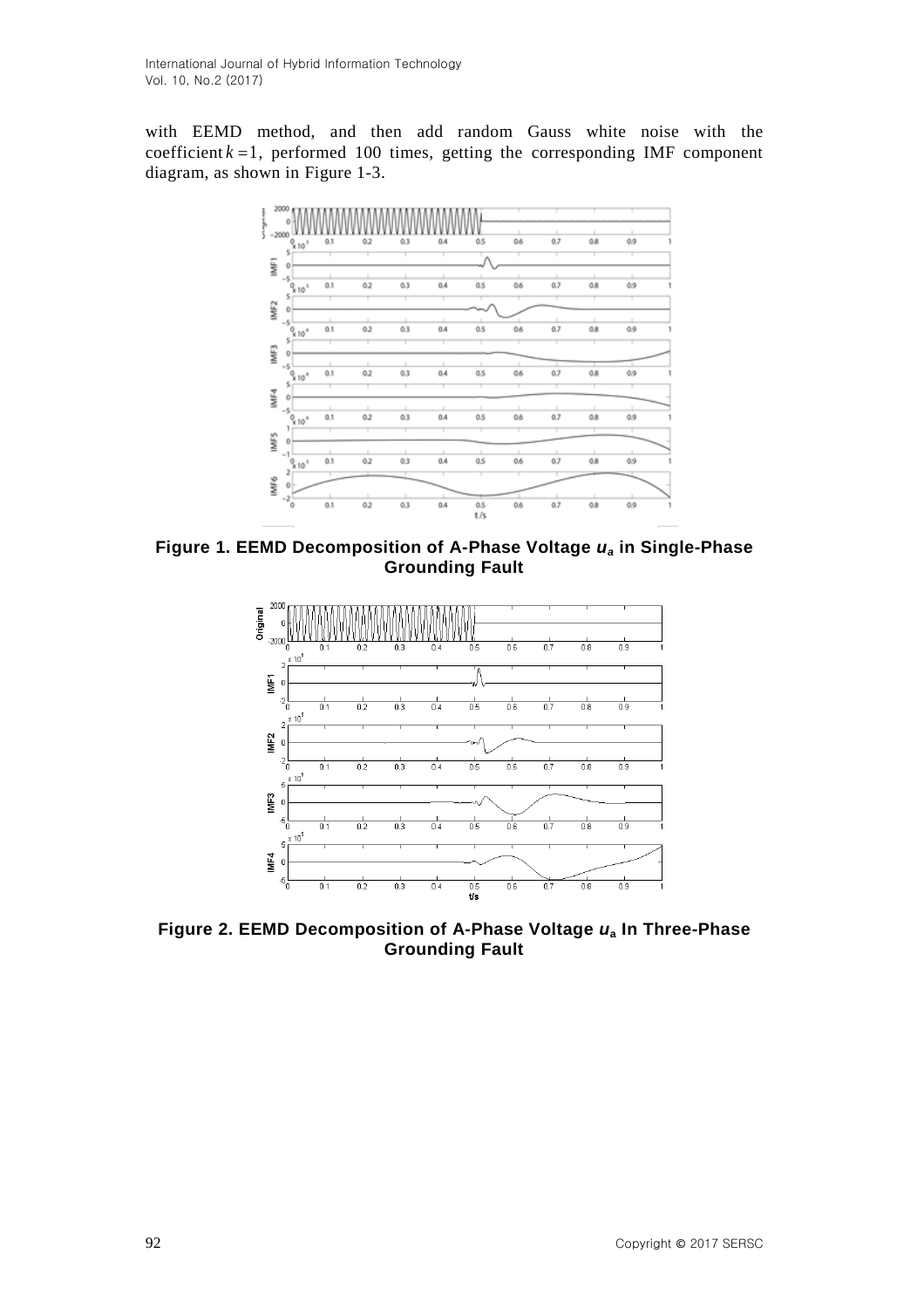with EEMD method, and then add random Gauss white noise with the coefficient $k = 1$, performed 100 times, getting the corresponding IMF component diagram, as shown in Figure 1-3.

**Figure 1. EEMD Decomposition of A-Phase Voltage $u_a$ in Single-Phase Grounding Fault**

**Figure 2. EEMD Decomposition of A-Phase Voltage $u_a$ In Three-Phase Grounding Fault**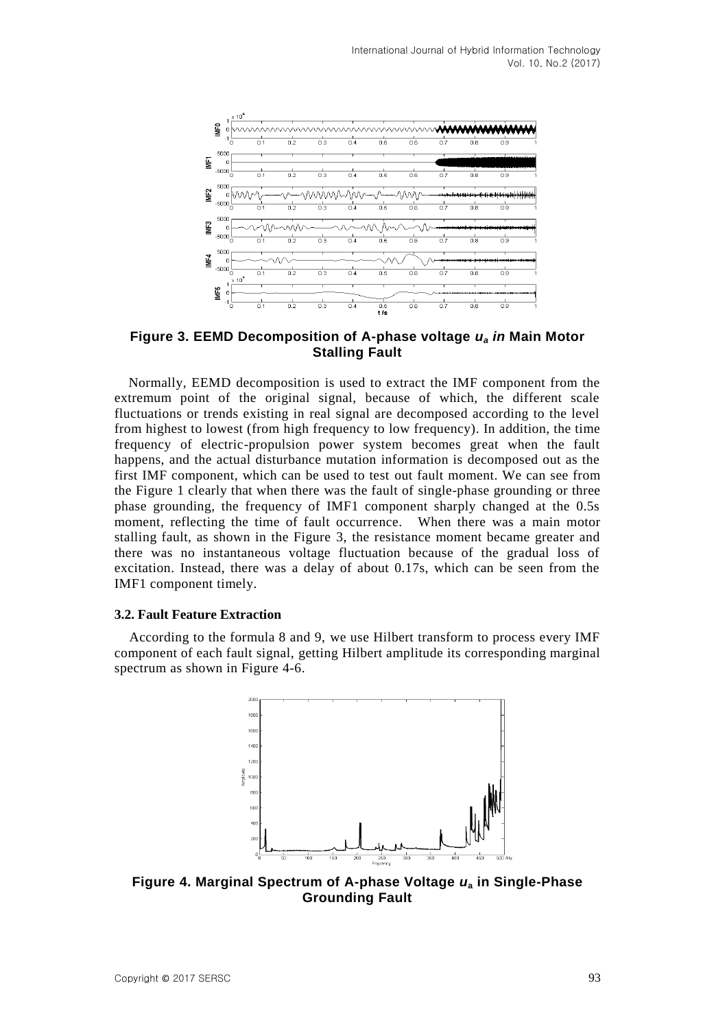**Figure 3. EEMD Decomposition of A-phase voltage $u_a$ *in* Main Motor Stalling Fault**

Normally, EEMD decomposition is used to extract the IMF component from the extremum point of the original signal, because of which, the different scale fluctuations or trends existing in real signal are decomposed according to the level from highest to lowest (from high frequency to low frequency). In addition, the time frequency of electric-propulsion power system becomes great when the fault happens, and the actual disturbance mutation information is decomposed out as the first IMF component, which can be used to test out fault moment. We can see from the Figure 1 clearly that when there was the fault of single-phase grounding or three phase grounding, the frequency of IMF1 component sharply changed at the 0.5s moment, reflecting the time of fault occurrence. When there was a main motor stalling fault, as shown in the Figure 3, the resistance moment became greater and there was no instantaneous voltage fluctuation because of the gradual loss of excitation. Instead, there was a delay of about 0.17s, which can be seen from the IMF1 component timely.

### 3.2. Fault Feature Extraction

According to the formula 8 and 9, we use Hilbert transform to process every IMF component of each fault signal, getting Hilbert amplitude its corresponding marginal spectrum as shown in Figure 4-6.

**Figure 4. Marginal Spectrum of A-phase Voltage $u_a$ in Single-Phase Grounding Fault**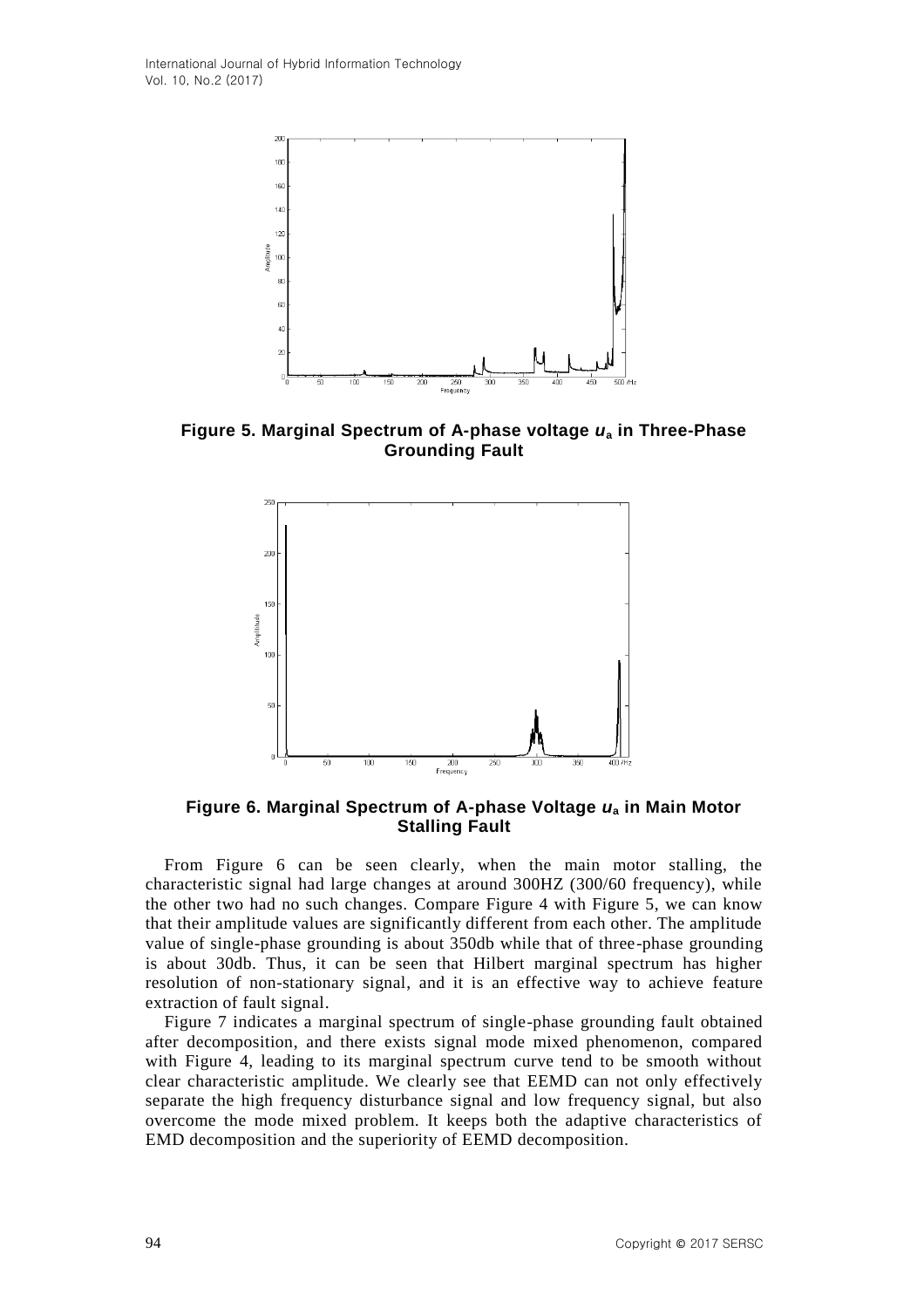**Figure 5. Marginal Spectrum of A-phase voltage $u_a$ in Three-Phase Grounding Fault**

**Figure 6. Marginal Spectrum of A-phase Voltage $u_a$ in Main Motor Stalling Fault**

From Figure 6 can be seen clearly, when the main motor stalling, the characteristic signal had large changes at around 300HZ (300/60 frequency), while the other two had no such changes. Compare Figure 4 with Figure 5, we can know that their amplitude values are significantly different from each other. The amplitude value of single-phase grounding is about 350db while that of three-phase grounding is about 30db. Thus, it can be seen that Hilbert marginal spectrum has higher resolution of non-stationary signal, and it is an effective way to achieve feature extraction of fault signal.

Figure 7 indicates a marginal spectrum of single-phase grounding fault obtained after decomposition, and there exists signal mode mixed phenomenon, compared with Figure 4, leading to its marginal spectrum curve tend to be smooth without clear characteristic amplitude. We clearly see that EEMD can not only effectively separate the high frequency disturbance signal and low frequency signal, but also overcome the mode mixed problem. It keeps both the adaptive characteristics of EMD decomposition and the superiority of EEMD decomposition.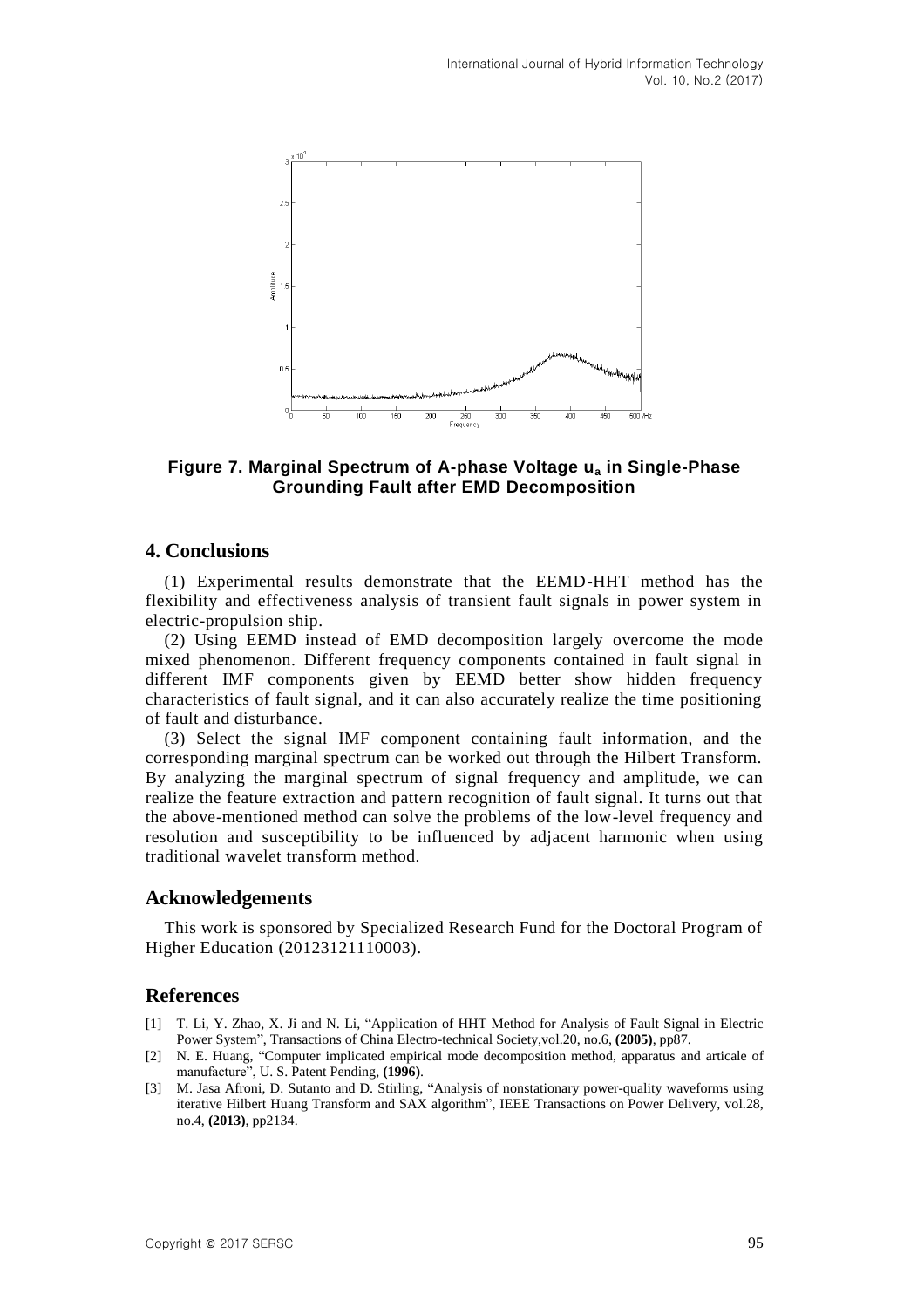Figure 7. Marginal Spectrum of A-phase Voltage $u_a$ in Single-Phase Grounding Fault after EMD Decomposition

## 4. Conclusions

(1) Experimental results demonstrate that the EEMD-HHT method has the flexibility and effectiveness analysis of transient fault signals in power system in electric-propulsion ship.

(2) Using EEMD instead of EMD decomposition largely overcome the mode mixed phenomenon. Different frequency components contained in fault signal in different IMF components given by EEMD better show hidden frequency characteristics of fault signal, and it can also accurately realize the time positioning of fault and disturbance.

(3) Select the signal IMF component containing fault information, and the corresponding marginal spectrum can be worked out through the Hilbert Transform. By analyzing the marginal spectrum of signal frequency and amplitude, we can realize the feature extraction and pattern recognition of fault signal. It turns out that the above-mentioned method can solve the problems of the low-level frequency and resolution and susceptibility to be influenced by adjacent harmonic when using traditional wavelet transform method.

## Acknowledgements

This work is sponsored by Specialized Research Fund for the Doctoral Program of Higher Education (20123121110003).

## References

[1] T. Li, Y. Zhao, X. Ji and N. Li, "Application of HHT Method for Analysis of Fault Signal in Electric Power System", Transactions of China Electro-technical Society,vol.20, no.6, **(2005)**, pp87.

[2] N. E. Huang, "Computer implicated empirical mode decomposition method, apparatus and articale of manufacture", U. S. Patent Pending, **(1996)**.

[3] M. Jasa Afroni, D. Sutanto and D. Stirling, "Analysis of nonstationary power-quality waveforms using iterative Hilbert Huang Transform and SAX algorithm", IEEE Transactions on Power Delivery, vol.28, no.4, **(2013)**, pp2134.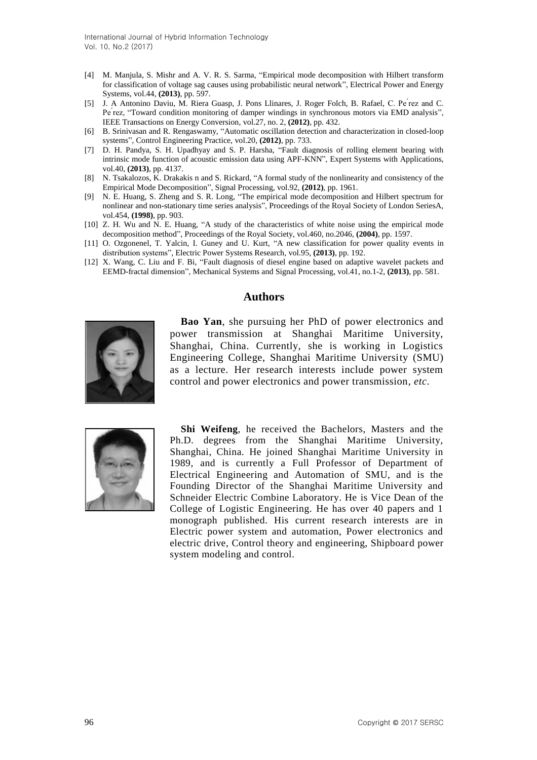[4] M. Manjula, S. Mishr and A. V. R. S. Sarma, "Empirical mode decomposition with Hilbert transform for classification of voltage sag causes using probabilistic neural network", Electrical Power and Energy Systems, vol.44, **(2013)**, pp. 597.

[5] J. A Antonino Daviu, M. Riera Guasp, J. Pons Llinares, J. Roger Folch, B. Rafael, C. Pérez and C. Pérez, "Toward condition monitoring of damper windings in synchronous motors via EMD analysis", IEEE Transactions on Energy Conversion, vol.27, no. 2, **(2012)**, pp. 432.

[6] B. Srinivasan and R. Rengaswamy, "Automatic oscillation detection and characterization in closed-loop systems", Control Engineering Practice, vol.20, **(2012)**, pp. 733.

[7] D. H. Pandya, S. H. Upadhyay and S. P. Harsha, "Fault diagnosis of rolling element bearing with intrinsic mode function of acoustic emission data using APF-KNN", Expert Systems with Applications, vol.40, **(2013)**, pp. 4137.

[8] N. Tsakalozos, K. Drakakis n and S. Rickard, "A formal study of the nonlinearity and consistency of the Empirical Mode Decomposition", Signal Processing, vol.92, **(2012)**, pp. 1961.

[9] N. E. Huang, S. Zheng and S. R. Long, "The empirical mode decomposition and Hilbert spectrum for nonlinear and non-stationary time series analysis", Proceedings of the Royal Society of London SeriesA, vol.454, **(1998)**, pp. 903.

[10] Z. H. Wu and N. E. Huang, "A study of the characteristics of white noise using the empirical mode decomposition method", Proceedings of the Royal Society, vol.460, no.2046, **(2004)**, pp. 1597.

[11] O. Ozgonenel, T. Yalcin, I. Guney and U. Kurt, "A new classification for power quality events in distribution systems", Electric Power Systems Research, vol.95, **(2013)**, pp. 192.

[12] X. Wang, C. Liu and F. Bi, "Fault diagnosis of diesel engine based on adaptive wavelet packets and EEMD-fractal dimension", Mechanical Systems and Signal Processing, vol.41, no.1-2, **(2013)**, pp. 581.

## Authors

**Bao Yan**, she pursuing her PhD of power electronics and power transmission at Shanghai Maritime University, Shanghai, China. Currently, she is working in Logistics Engineering College, Shanghai Maritime University (SMU) as a lecture. Her research interests include power system control and power electronics and power transmission, *etc*.

**Shi Weifeng**, he received the Bachelors, Masters and the Ph.D. degrees from the Shanghai Maritime University, Shanghai, China. He joined Shanghai Maritime University in 1989, and is currently a Full Professor of Department of Electrical Engineering and Automation of SMU, and is the Founding Director of the Shanghai Maritime University and Schneider Electric Combine Laboratory. He is Vice Dean of the College of Logistic Engineering. He has over 40 papers and 1 monograph published. His current research interests are in Electric power system and automation, Power electronics and electric drive, Control theory and engineering, Shipboard power system modeling and control.